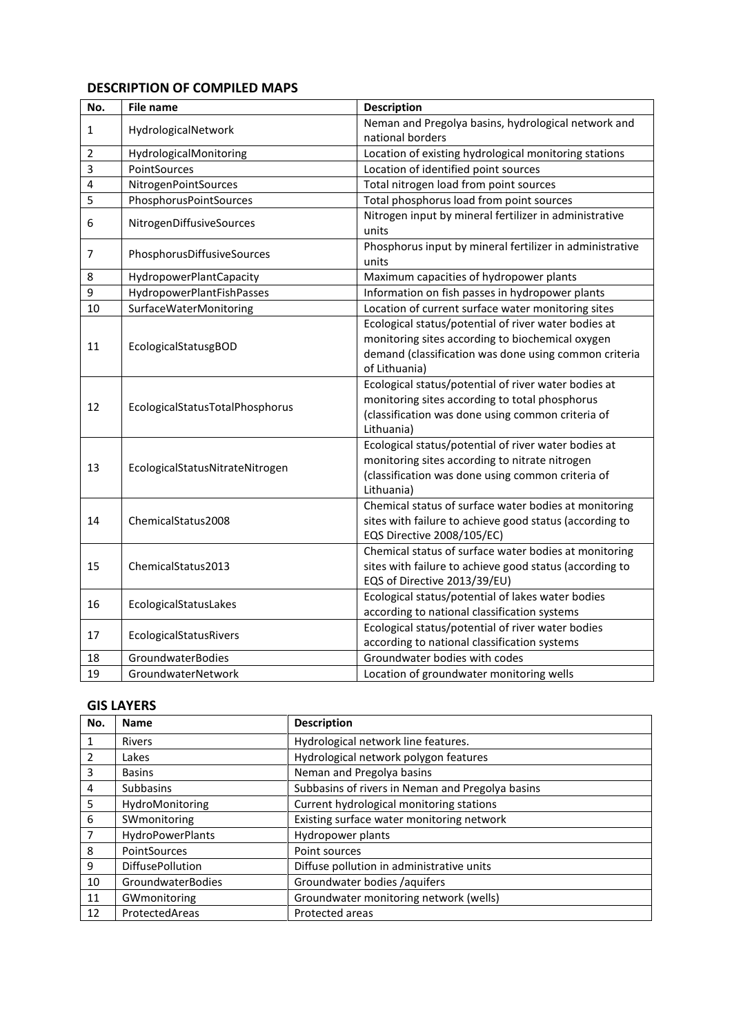## DESCRIPTION OF COMPILED MAPS

| No. | File name | Description |
| --- | --- | --- |
| 1 | HydrologicalNetwork | Neman and Pregolya basins, hydrological network and national borders |
| 2 | HydrologicalMonitoring | Location of existing hydrological monitoring stations |
| 3 | PointSources | Location of identified point sources |
| 4 | NitrogenPointSources | Total nitrogen load from point sources |
| 5 | PhosphorusPointSources | Total phosphorus load from point sources |
| 6 | NitrogenDiffusiveSources | Nitrogen input by mineral fertilizer in administrative units |
| 7 | PhosphorusDiffusiveSources | Phosphorus input by mineral fertilizer in administrative units |
| 8 | HydropowerPlantCapacity | Maximum capacities of hydropower plants |
| 9 | HydropowerPlantFishPasses | Information on fish passes in hydropower plants |
| 10 | SurfaceWaterMonitoring | Location of current surface water monitoring sites |
| 11 | EcologicalStatusgBOD | Ecological status/potential of river water bodies at monitoring sites according to biochemical oxygen demand (classification was done using common criteria of Lithuania) |
| 12 | EcologicalStatusTotalPhosphorus | Ecological status/potential of river water bodies at monitoring sites according to total phosphorus (classification was done using common criteria of Lithuania) |
| 13 | EcologicalStatusNitrateNitrogen | Ecological status/potential of river water bodies at monitoring sites according to nitrate nitrogen (classification was done using common criteria of Lithuania) |
| 14 | ChemicalStatus2008 | Chemical status of surface water bodies at monitoring sites with failure to achieve good status (according to EQS Directive 2008/105/EC) |
| 15 | ChemicalStatus2013 | Chemical status of surface water bodies at monitoring sites with failure to achieve good status (according to EQS of Directive 2013/39/EU) |
| 16 | EcologicalStatusLakes | Ecological status/potential of lakes water bodies according to national classification systems |
| 17 | EcologicalStatusRivers | Ecological status/potential of river water bodies according to national classification systems |
| 18 | GroundwaterBodies | Groundwater bodies with codes |
| 19 | GroundwaterNetwork | Location of groundwater monitoring wells |

## GIS LAYERS

| No. | Name | Description |
| --- | --- | --- |
| 1 | Rivers | Hydrological network line features. |
| 2 | Lakes | Hydrological network polygon features |
| 3 | Basins | Neman and Pregolya basins |
| 4 | Subbasins | Subbasins of rivers in Neman and Pregolya basins |
| 5 | HydroMonitoring | Current hydrological monitoring stations |
| 6 | SWmonitoring | Existing surface water monitoring network |
| 7 | HydroPowerPlants | Hydropower plants |
| 8 | PointSources | Point sources |
| 9 | DiffusePollution | Diffuse pollution in administrative units |
| 10 | GroundwaterBodies | Groundwater bodies /aquifers |
| 11 | GWmonitoring | Groundwater monitoring network (wells) |
| 12 | ProtectedAreas | Protected areas |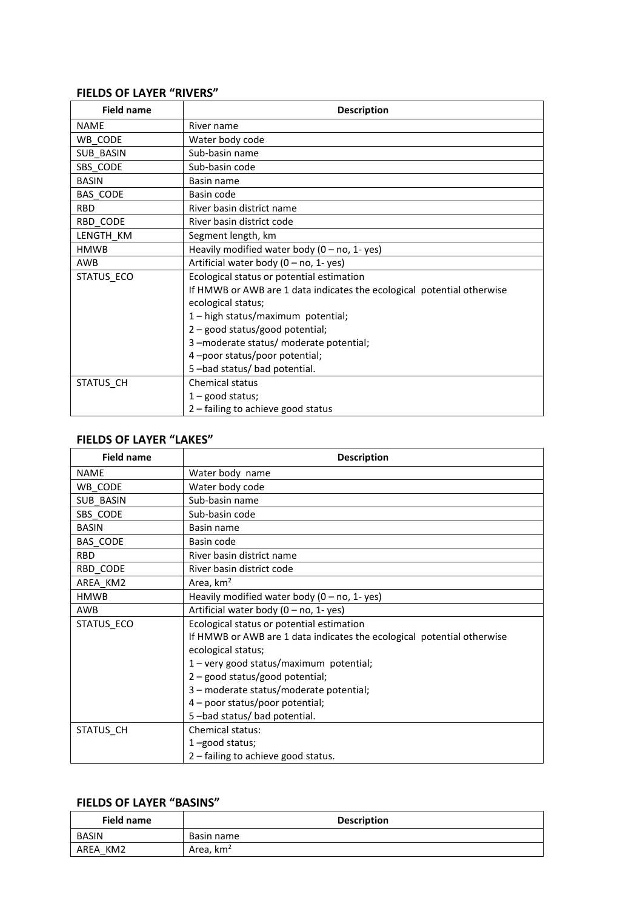### FIELDS OF LAYER "RIVERS"

| Field name | Description |
|---|---|
| NAME | River name |
| WB_CODE | Water body code |
| SUB_BASIN | Sub-basin name |
| SBS_CODE | Sub-basin code |
| BASIN | Basin name |
| BAS_CODE | Basin code |
| RBD | River basin district name |
| RBD_CODE | River basin district code |
| LENGTH_KM | Segment length, km |
| HMWB | Heavily modified water body (0 – no, 1- yes) |
| AWB | Artificial water body (0 – no, 1- yes) |
| STATUS_ECO | Ecological status or potential estimation<br>If HMWB or AWB are 1 data indicates the ecological potential otherwise ecological status;<br>1 – high status/maximum potential;<br>2 – good status/good potential;<br>3 –moderate status/ moderate potential;<br>4 –poor status/poor potential;<br>5 –bad status/ bad potential. |
| STATUS_CH | Chemical status<br>1 – good status;<br>2 – failing to achieve good status |

### FIELDS OF LAYER "LAKES"

| Field name | Description |
|---|---|
| NAME | Water body name |
| WB_CODE | Water body code |
| SUB_BASIN | Sub-basin name |
| SBS_CODE | Sub-basin code |
| BASIN | Basin name |
| BAS_CODE | Basin code |
| RBD | River basin district name |
| RBD_CODE | River basin district code |
| AREA_KM2 | Area, $km^2$ |
| HMWB | Heavily modified water body (0 – no, 1- yes) |
| AWB | Artificial water body (0 – no, 1- yes) |
| STATUS_ECO | Ecological status or potential estimation<br>If HMWB or AWB are 1 data indicates the ecological potential otherwise ecological status;<br>1 – very good status/maximum potential;<br>2 – good status/good potential;<br>3 – moderate status/moderate potential;<br>4 – poor status/poor potential;<br>5 –bad status/ bad potential. |
| STATUS_CH | Chemical status:<br>1 –good status;<br>2 – failing to achieve good status. |

### FIELDS OF LAYER "BASINS"

| Field name | Description |
|---|---|
| BASIN | Basin name |
| AREA_KM2 | Area, $km^2$ |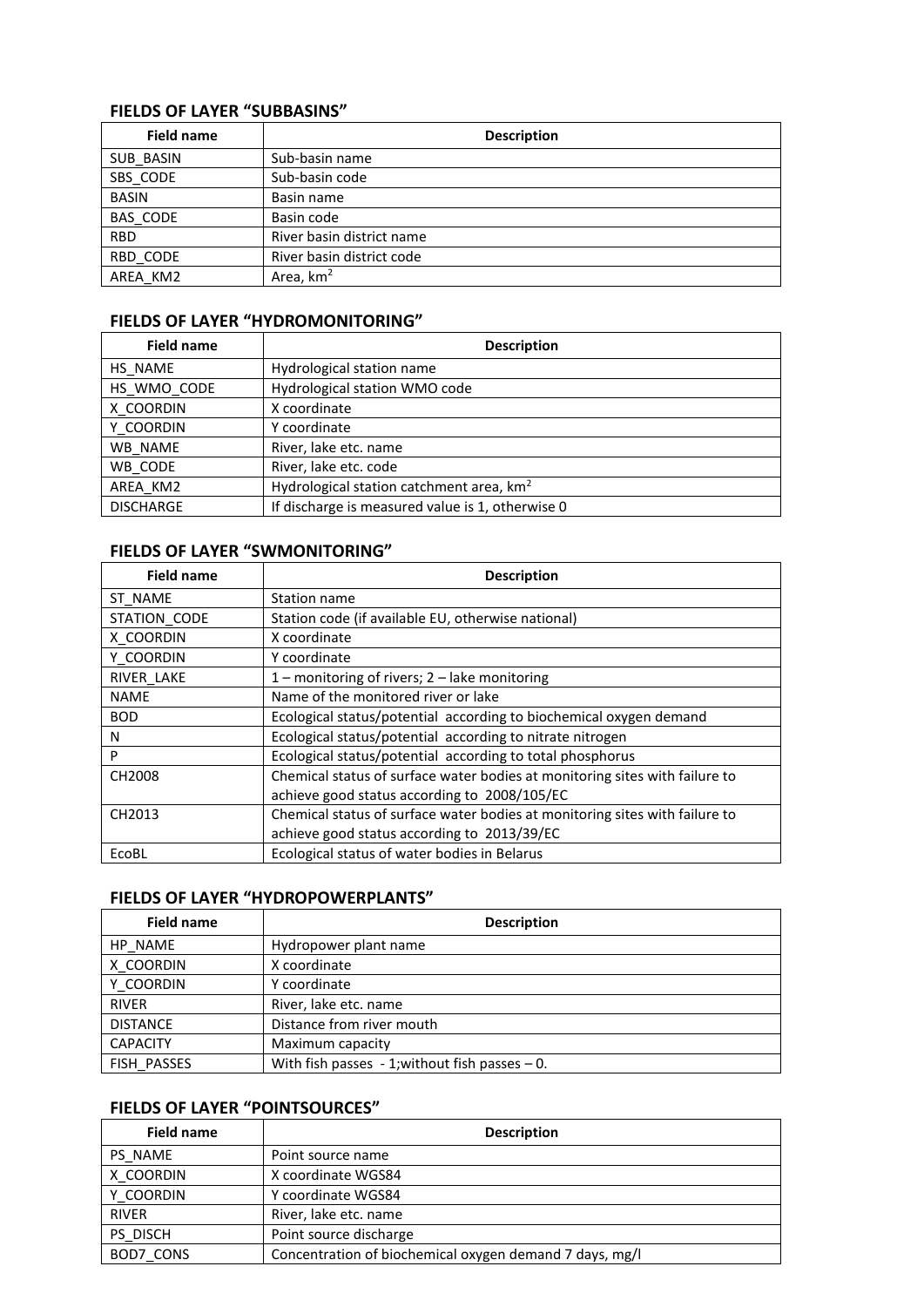### FIELDS OF LAYER "SUBBASINS"

| Field name | Description |
|---|---|
| SUB_BASIN | Sub-basin name |
| SBS_CODE | Sub-basin code |
| BASIN | Basin name |
| BAS_CODE | Basin code |
| RBD | River basin district name |
| RBD_CODE | River basin district code |
| AREA_KM2 | Area, $km^2$ |

### FIELDS OF LAYER "HYDROMONITORING"

| Field name | Description |
|---|---|
| HS_NAME | Hydrological station name |
| HS_WMO_CODE | Hydrological station WMO code |
| X_COORDIN | X coordinate |
| Y_COORDIN | Y coordinate |
| WB_NAME | River, lake etc. name |
| WB_CODE | River, lake etc. code |
| AREA_KM2 | Hydrological station catchment area, $km^2$ |
| DISCHARGE | If discharge is measured value is 1, otherwise 0 |

### FIELDS OF LAYER "SWMONITORING"

| Field name | Description |
|---|---|
| ST_NAME | Station name |
| STATION_CODE | Station code (if available EU, otherwise national) |
| X_COORDIN | X coordinate |
| Y_COORDIN | Y coordinate |
| RIVER_LAKE | 1 – monitoring of rivers; 2 – lake monitoring |
| NAME | Name of the monitored river or lake |
| BOD | Ecological status/potential according to biochemical oxygen demand |
| N | Ecological status/potential according to nitrate nitrogen |
| P | Ecological status/potential according to total phosphorus |
| CH2008 | Chemical status of surface water bodies at monitoring sites with failure to achieve good status according to 2008/105/EC |
| CH2013 | Chemical status of surface water bodies at monitoring sites with failure to achieve good status according to 2013/39/EC |
| EcoBL | Ecological status of water bodies in Belarus |

### FIELDS OF LAYER "HYDROPOWERPLANTS"

| Field name | Description |
|---|---|
| HP_NAME | Hydropower plant name |
| X_COORDIN | X coordinate |
| Y_COORDIN | Y coordinate |
| RIVER | River, lake etc. name |
| DISTANCE | Distance from river mouth |
| CAPACITY | Maximum capacity |
| FISH_PASSES | With fish passes - 1;without fish passes – 0. |

### FIELDS OF LAYER "POINTSOURCES"

| Field name | Description |
|---|---|
| PS_NAME | Point source name |
| X_COORDIN | X coordinate WGS84 |
| Y_COORDIN | Y coordinate WGS84 |
| RIVER | River, lake etc. name |
| PS_DISCH | Point source discharge |
| BOD7_CONS | Concentration of biochemical oxygen demand 7 days, mg/l |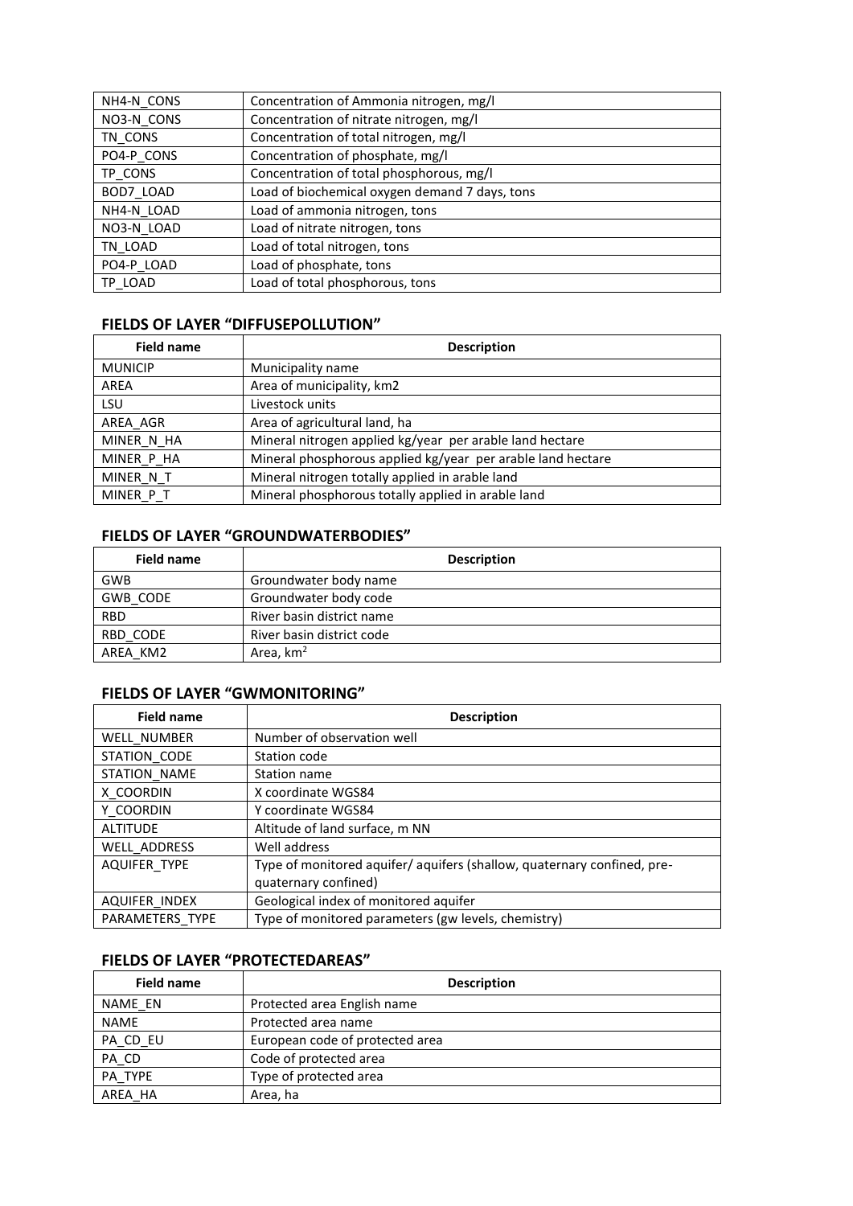| | |
|---|---|
| NH4-N_CONS | Concentration of Ammonia nitrogen, mg/l |
| NO3-N_CONS | Concentration of nitrate nitrogen, mg/l |
| TN_CONS | Concentration of total nitrogen, mg/l |
| PO4-P_CONS | Concentration of phosphate, mg/l |
| TP_CONS | Concentration of total phosphorous, mg/l |
| BOD7_LOAD | Load of biochemical oxygen demand 7 days, tons |
| NH4-N_LOAD | Load of ammonia nitrogen, tons |
| NO3-N_LOAD | Load of nitrate nitrogen, tons |
| TN_LOAD | Load of total nitrogen, tons |
| PO4-P_LOAD | Load of phosphate, tons |
| TP_LOAD | Load of total phosphorous, tons |

### FIELDS OF LAYER "DIFFUSEPOLLUTION"

| Field name | Description |
|---|---|
| MUNICIP | Municipality name |
| AREA | Area of municipality, km2 |
| LSU | Livestock units |
| AREA_AGR | Area of agricultural land, ha |
| MINER_N_HA | Mineral nitrogen applied kg/year per arable land hectare |
| MINER_P_HA | Mineral phosphorous applied kg/year per arable land hectare |
| MINER_N_T | Mineral nitrogen totally applied in arable land |
| MINER_P_T | Mineral phosphorous totally applied in arable land |

### FIELDS OF LAYER "GROUNDWATERBODIES"

| Field name | Description |
|---|---|
| GWB | Groundwater body name |
| GWB_CODE | Groundwater body code |
| RBD | River basin district name |
| RBD_CODE | River basin district code |
| AREA_KM2 | Area, $km^2$ |

### FIELDS OF LAYER "GWMONITORING"

| Field name | Description |
|---|---|
| WELL_NUMBER | Number of observation well |
| STATION_CODE | Station code |
| STATION_NAME | Station name |
| X_COORDIN | X coordinate WGS84 |
| Y_COORDIN | Y coordinate WGS84 |
| ALTITUDE | Altitude of land surface, m NN |
| WELL_ADDRESS | Well address |
| AQUIFER_TYPE | Type of monitored aquifer/ aquifers (shallow, quaternary confined, pre-quaternary confined) |
| AQUIFER_INDEX | Geological index of monitored aquifer |
| PARAMETERS_TYPE | Type of monitored parameters (gw levels, chemistry) |

### FIELDS OF LAYER "PROTECTEDAREAS"

| Field name | Description |
|---|---|
| NAME_EN | Protected area English name |
| NAME | Protected area name |
| PA_CD_EU | European code of protected area |
| PA_CD | Code of protected area |
| PA_TYPE | Type of protected area |
| AREA_HA | Area, ha |